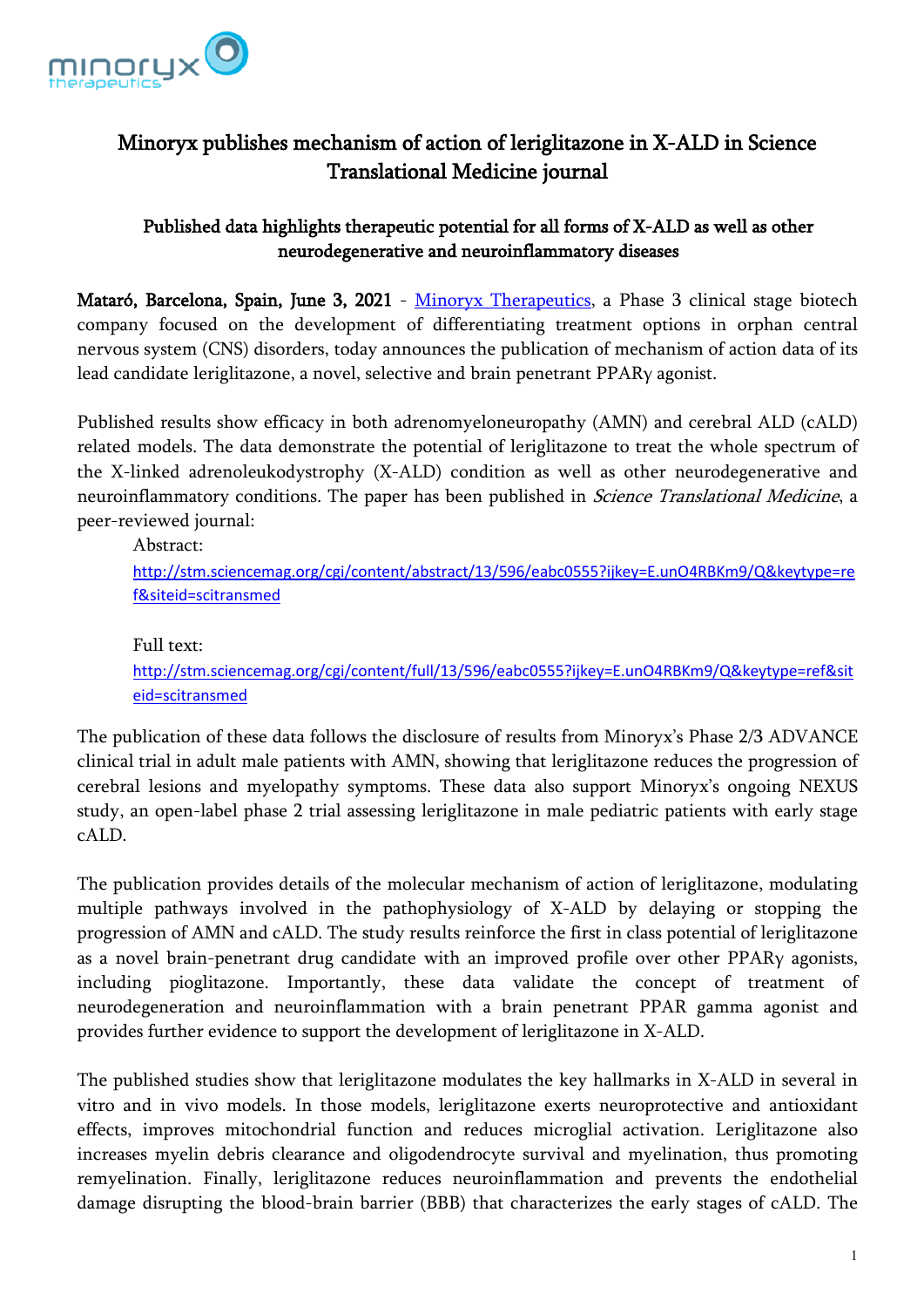# Minoryx publishes mechanism of action of leriglitazone in X-ALD in Science Translational Medicine journal

## Published data highlights therapeutic potential for all forms of X-ALD as well as other neurodegenerative and neuroinflammatory diseases

**Mataró, Barcelona, Spain, June 3, 2021** - [Minoryx Therapeutics](https://www.minoryx.com), a Phase 3 clinical stage biotech company focused on the development of differentiating treatment options in orphan central nervous system (CNS) disorders, today announces the publication of mechanism of action data of its lead candidate leriglitazone, a novel, selective and brain penetrant PPARγ agonist.

Published results show efficacy in both adrenomyeloneuropathy (AMN) and cerebral ALD (cALD) related models. The data demonstrate the potential of leriglitazone to treat the whole spectrum of the X-linked adrenoleukodystrophy (X-ALD) condition as well as other neurodegenerative and neuroinflammatory conditions. The paper has been published in *Science Translational Medicine*, a peer-reviewed journal:

Abstract:
[http://stm.sciencemag.org/cgi/content/abstract/13/596/eabc0555?ijkey=E.unO4RBKm9/Q&keytype=ref&siteid=scitransmed](http://stm.sciencemag.org/cgi/content/abstract/13/596/eabc0555?ijkey=E.unO4RBKm9/Q&keytype=ref&siteid=scitransmed)

Full text:
[http://stm.sciencemag.org/cgi/content/full/13/596/eabc0555?ijkey=E.unO4RBKm9/Q&keytype=ref&siteid=scitransmed](http://stm.sciencemag.org/cgi/content/full/13/596/eabc0555?ijkey=E.unO4RBKm9/Q&keytype=ref&siteid=scitransmed)

The publication of these data follows the disclosure of results from Minoryx's Phase 2/3 ADVANCE clinical trial in adult male patients with AMN, showing that leriglitazone reduces the progression of cerebral lesions and myelopathy symptoms. These data also support Minoryx's ongoing NEXUS study, an open-label phase 2 trial assessing leriglitazone in male pediatric patients with early stage cALD.

The publication provides details of the molecular mechanism of action of leriglitazone, modulating multiple pathways involved in the pathophysiology of X-ALD by delaying or stopping the progression of AMN and cALD. The study results reinforce the first in class potential of leriglitazone as a novel brain-penetrant drug candidate with an improved profile over other PPARγ agonists, including pioglitazone. Importantly, these data validate the concept of treatment of neurodegeneration and neuroinflammation with a brain penetrant PPAR gamma agonist and provides further evidence to support the development of leriglitazone in X-ALD.

The published studies show that leriglitazone modulates the key hallmarks in X-ALD in several in vitro and in vivo models. In those models, leriglitazone exerts neuroprotective and antioxidant effects, improves mitochondrial function and reduces microglial activation. Leriglitazone also increases myelin debris clearance and oligodendrocyte survival and myelination, thus promoting remyelination. Finally, leriglitazone reduces neuroinflammation and prevents the endothelial damage disrupting the blood-brain barrier (BBB) that characterizes the early stages of cALD. The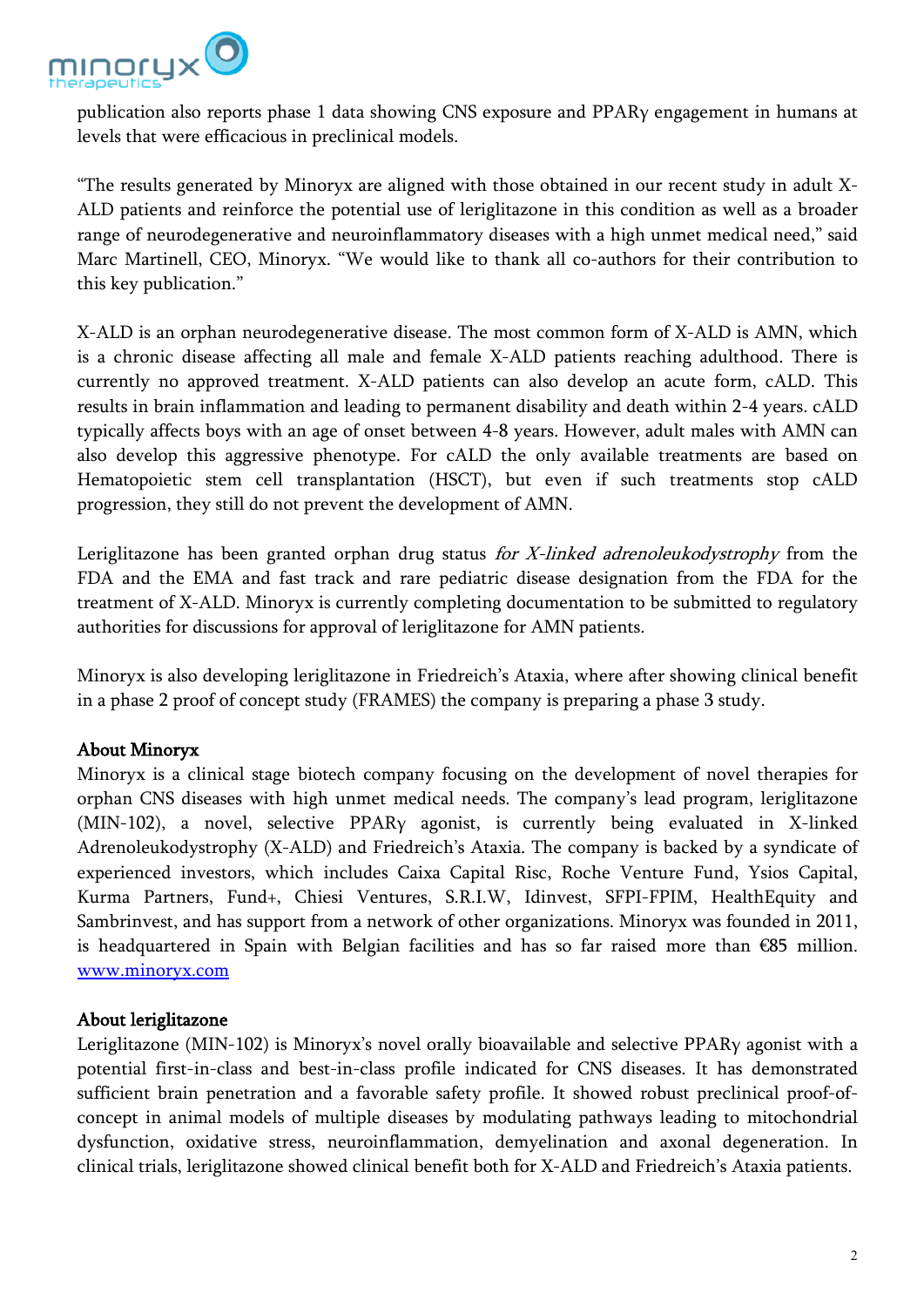publication also reports phase 1 data showing CNS exposure and PPARγ engagement in humans at levels that were efficacious in preclinical models.

"The results generated by Minoryx are aligned with those obtained in our recent study in adult X-ALD patients and reinforce the potential use of leriglitazone in this condition as well as a broader range of neurodegenerative and neuroinflammatory diseases with a high unmet medical need," said Marc Martinell, CEO, Minoryx. "We would like to thank all co-authors for their contribution to this key publication."

X-ALD is an orphan neurodegenerative disease. The most common form of X-ALD is AMN, which is a chronic disease affecting all male and female X-ALD patients reaching adulthood. There is currently no approved treatment. X-ALD patients can also develop an acute form, cALD. This results in brain inflammation and leading to permanent disability and death within 2-4 years. cALD typically affects boys with an age of onset between 4-8 years. However, adult males with AMN can also develop this aggressive phenotype. For cALD the only available treatments are based on Hematopoietic stem cell transplantation (HSCT), but even if such treatments stop cALD progression, they still do not prevent the development of AMN.

Leriglitazone has been granted orphan drug status *for X-linked adrenoleukodystrophy* from the FDA and the EMA and fast track and rare pediatric disease designation from the FDA for the treatment of X-ALD. Minoryx is currently completing documentation to be submitted to regulatory authorities for discussions for approval of leriglitazone for AMN patients.

Minoryx is also developing leriglitazone in Friedreich's Ataxia, where after showing clinical benefit in a phase 2 proof of concept study (FRAMES) the company is preparing a phase 3 study.

**About Minoryx**

Minoryx is a clinical stage biotech company focusing on the development of novel therapies for orphan CNS diseases with high unmet medical needs. The company's lead program, leriglitazone (MIN-102), a novel, selective PPARγ agonist, is currently being evaluated in X-linked Adrenoleukodystrophy (X-ALD) and Friedreich's Ataxia. The company is backed by a syndicate of experienced investors, which includes Caixa Capital Risc, Roche Venture Fund, Ysios Capital, Kurma Partners, Fund+, Chiesi Ventures, S.R.I.W, Idinvest, SFPI-FPIM, HealthEquity and Sambrinvest, and has support from a network of other organizations. Minoryx was founded in 2011, is headquartered in Spain with Belgian facilities and has so far raised more than €85 million. [www.minoryx.com](http://www.minoryx.com)

**About leriglitazone**

Leriglitazone (MIN-102) is Minoryx's novel orally bioavailable and selective PPARγ agonist with a potential first-in-class and best-in-class profile indicated for CNS diseases. It has demonstrated sufficient brain penetration and a favorable safety profile. It showed robust preclinical proof-of-concept in animal models of multiple diseases by modulating pathways leading to mitochondrial dysfunction, oxidative stress, neuroinflammation, demyelination and axonal degeneration. In clinical trials, leriglitazone showed clinical benefit both for X-ALD and Friedreich's Ataxia patients.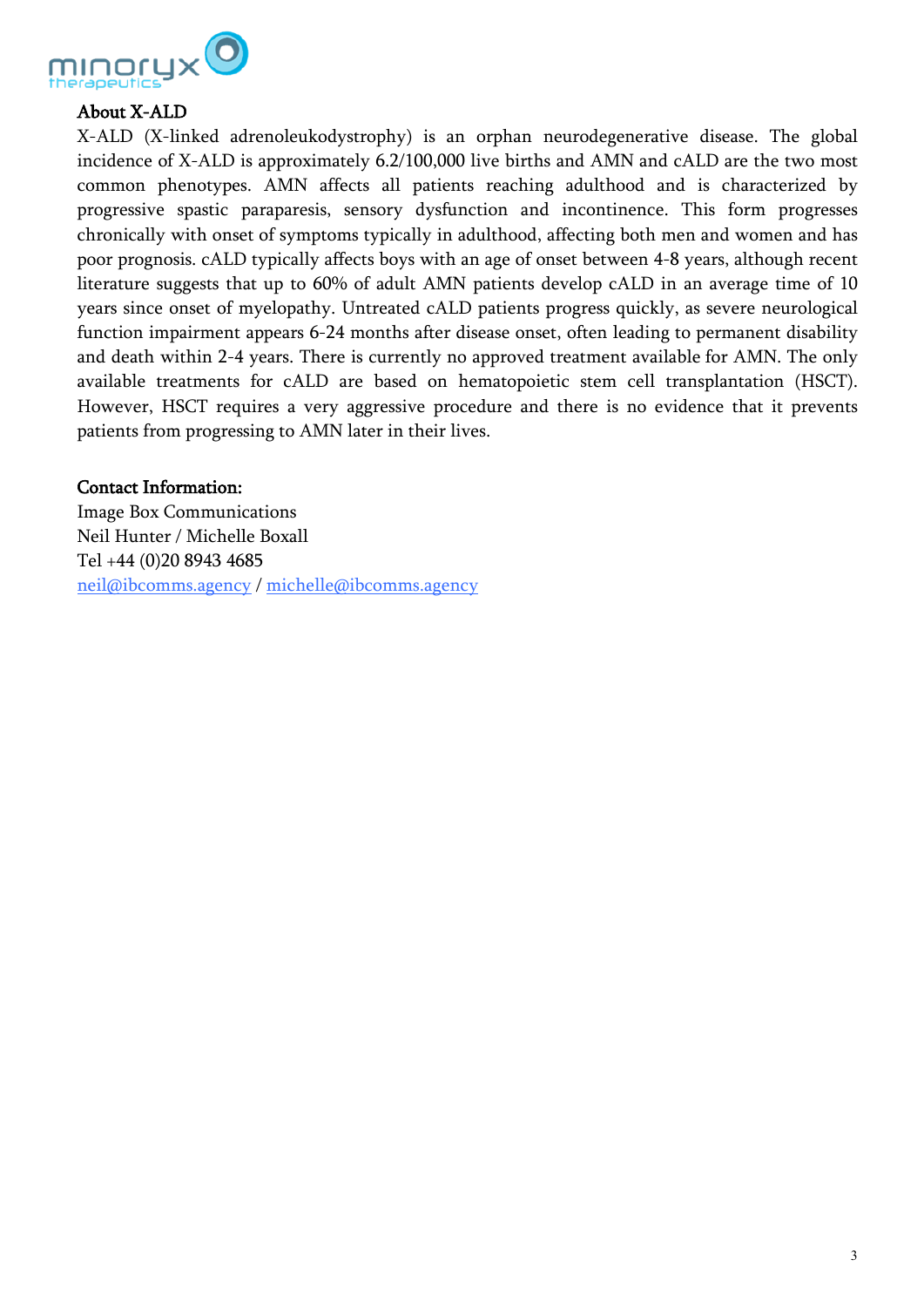**About X-ALD**

X-ALD (X-linked adrenoleukodystrophy) is an orphan neurodegenerative disease. The global incidence of X-ALD is approximately 6.2/100,000 live births and AMN and cALD are the two most common phenotypes. AMN affects all patients reaching adulthood and is characterized by progressive spastic paraparesis, sensory dysfunction and incontinence. This form progresses chronically with onset of symptoms typically in adulthood, affecting both men and women and has poor prognosis. cALD typically affects boys with an age of onset between 4-8 years, although recent literature suggests that up to 60% of adult AMN patients develop cALD in an average time of 10 years since onset of myelopathy. Untreated cALD patients progress quickly, as severe neurological function impairment appears 6-24 months after disease onset, often leading to permanent disability and death within 2-4 years. There is currently no approved treatment available for AMN. The only available treatments for cALD are based on hematopoietic stem cell transplantation (HSCT). However, HSCT requires a very aggressive procedure and there is no evidence that it prevents patients from progressing to AMN later in their lives.

**Contact Information:**

Image Box Communications
Neil Hunter / Michelle Boxall
Tel +44 (0)20 8943 4685
neil@ibcomms.agency / michelle@ibcomms.agency